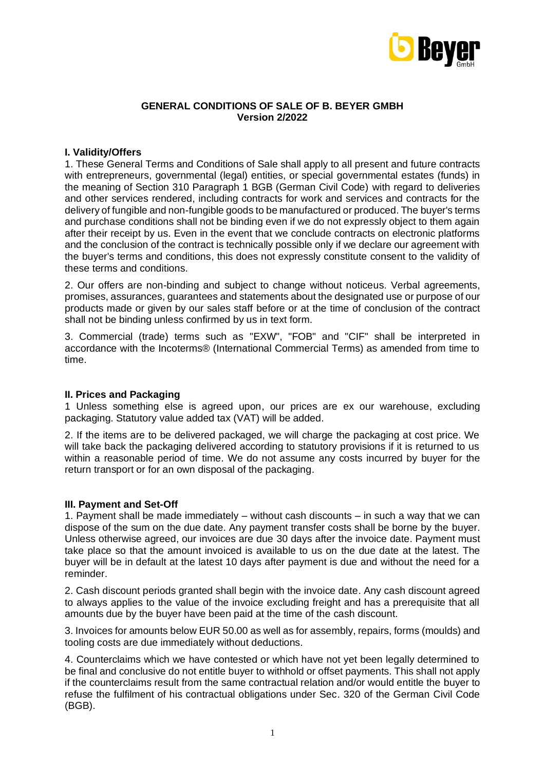# GENERAL CONDITIONS OF SALE OF B. BEYER GMBH
**Version 2/2022**

## I. Validity/Offers

1. These General Terms and Conditions of Sale shall apply to all present and future contracts with entrepreneurs, governmental (legal) entities, or special governmental estates (funds) in the meaning of Section 310 Paragraph 1 BGB (German Civil Code) with regard to deliveries and other services rendered, including contracts for work and services and contracts for the delivery of fungible and non-fungible goods to be manufactured or produced. The buyer's terms and purchase conditions shall not be binding even if we do not expressly object to them again after their receipt by us. Even in the event that we conclude contracts on electronic platforms and the conclusion of the contract is technically possible only if we declare our agreement with the buyer's terms and conditions, this does not expressly constitute consent to the validity of these terms and conditions.

2. Our offers are non-binding and subject to change without noticeus. Verbal agreements, promises, assurances, guarantees and statements about the designated use or purpose of our products made or given by our sales staff before or at the time of conclusion of the contract shall not be binding unless confirmed by us in text form.

3. Commercial (trade) terms such as "EXW", "FOB" and "CIF" shall be interpreted in accordance with the Incoterms® (International Commercial Terms) as amended from time to time.

## II. Prices and Packaging

1 Unless something else is agreed upon, our prices are ex our warehouse, excluding packaging. Statutory value added tax (VAT) will be added.

2. If the items are to be delivered packaged, we will charge the packaging at cost price. We will take back the packaging delivered according to statutory provisions if it is returned to us within a reasonable period of time. We do not assume any costs incurred by buyer for the return transport or for an own disposal of the packaging.

## III. Payment and Set-Off

1. Payment shall be made immediately – without cash discounts – in such a way that we can dispose of the sum on the due date. Any payment transfer costs shall be borne by the buyer. Unless otherwise agreed, our invoices are due 30 days after the invoice date. Payment must take place so that the amount invoiced is available to us on the due date at the latest. The buyer will be in default at the latest 10 days after payment is due and without the need for a reminder.

2. Cash discount periods granted shall begin with the invoice date. Any cash discount agreed to always applies to the value of the invoice excluding freight and has a prerequisite that all amounts due by the buyer have been paid at the time of the cash discount.

3. Invoices for amounts below EUR 50.00 as well as for assembly, repairs, forms (moulds) and tooling costs are due immediately without deductions.

4. Counterclaims which we have contested or which have not yet been legally determined to be final and conclusive do not entitle buyer to withhold or offset payments. This shall not apply if the counterclaims result from the same contractual relation and/or would entitle the buyer to refuse the fulfilment of his contractual obligations under Sec. 320 of the German Civil Code (BGB).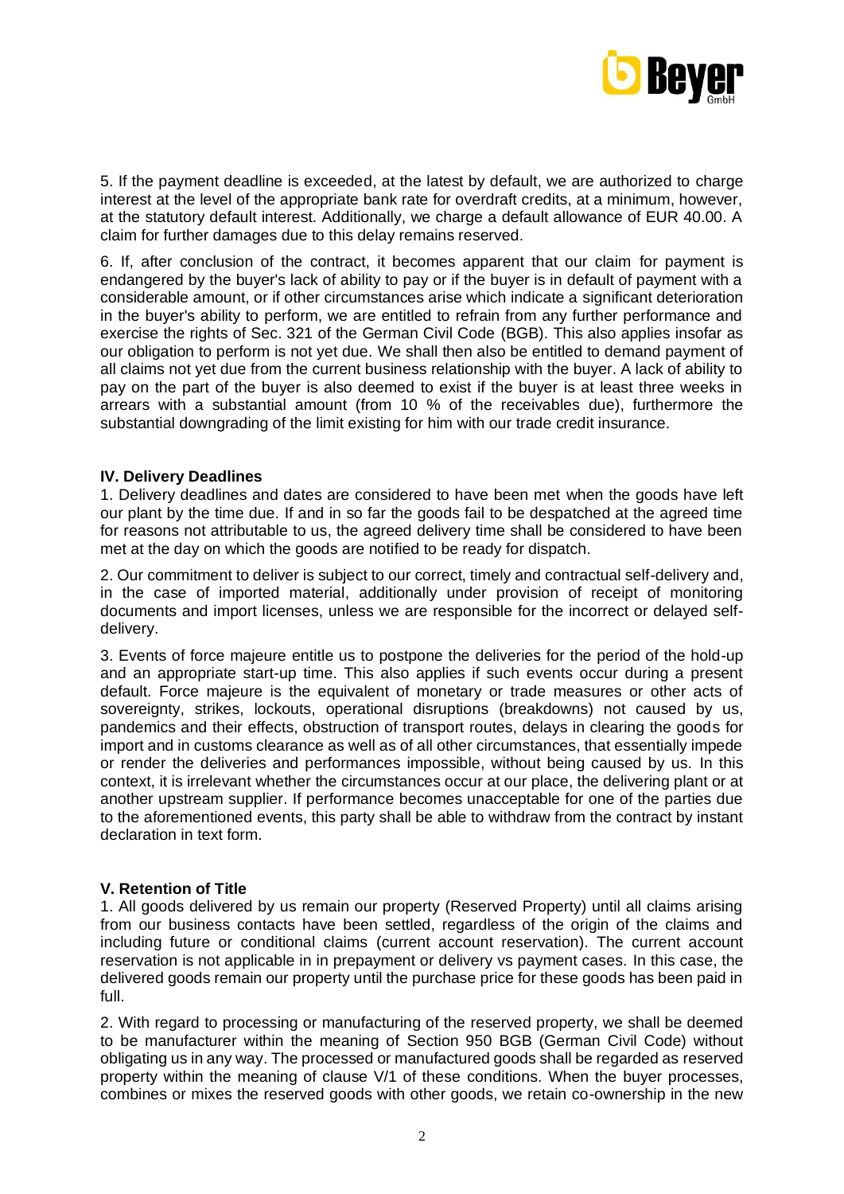5. If the payment deadline is exceeded, at the latest by default, we are authorized to charge interest at the level of the appropriate bank rate for overdraft credits, at a minimum, however, at the statutory default interest. Additionally, we charge a default allowance of EUR 40.00. A claim for further damages due to this delay remains reserved.

6. If, after conclusion of the contract, it becomes apparent that our claim for payment is endangered by the buyer's lack of ability to pay or if the buyer is in default of payment with a considerable amount, or if other circumstances arise which indicate a significant deterioration in the buyer's ability to perform, we are entitled to refrain from any further performance and exercise the rights of Sec. 321 of the German Civil Code (BGB). This also applies insofar as our obligation to perform is not yet due. We shall then also be entitled to demand payment of all claims not yet due from the current business relationship with the buyer. A lack of ability to pay on the part of the buyer is also deemed to exist if the buyer is at least three weeks in arrears with a substantial amount (from 10 % of the receivables due), furthermore the substantial downgrading of the limit existing for him with our trade credit insurance.

**IV. Delivery Deadlines**

1. Delivery deadlines and dates are considered to have been met when the goods have left our plant by the time due. If and in so far the goods fail to be despatched at the agreed time for reasons not attributable to us, the agreed delivery time shall be considered to have been met at the day on which the goods are notified to be ready for dispatch.

2. Our commitment to deliver is subject to our correct, timely and contractual self-delivery and, in the case of imported material, additionally under provision of receipt of monitoring documents and import licenses, unless we are responsible for the incorrect or delayed self-delivery.

3. Events of force majeure entitle us to postpone the deliveries for the period of the hold-up and an appropriate start-up time. This also applies if such events occur during a present default. Force majeure is the equivalent of monetary or trade measures or other acts of sovereignty, strikes, lockouts, operational disruptions (breakdowns) not caused by us, pandemics and their effects, obstruction of transport routes, delays in clearing the goods for import and in customs clearance as well as of all other circumstances, that essentially impede or render the deliveries and performances impossible, without being caused by us. In this context, it is irrelevant whether the circumstances occur at our place, the delivering plant or at another upstream supplier. If performance becomes unacceptable for one of the parties due to the aforementioned events, this party shall be able to withdraw from the contract by instant declaration in text form.

**V. Retention of Title**

1. All goods delivered by us remain our property (Reserved Property) until all claims arising from our business contacts have been settled, regardless of the origin of the claims and including future or conditional claims (current account reservation). The current account reservation is not applicable in in prepayment or delivery vs payment cases. In this case, the delivered goods remain our property until the purchase price for these goods has been paid in full.

2. With regard to processing or manufacturing of the reserved property, we shall be deemed to be manufacturer within the meaning of Section 950 BGB (German Civil Code) without obligating us in any way. The processed or manufactured goods shall be regarded as reserved property within the meaning of clause V/1 of these conditions. When the buyer processes, combines or mixes the reserved goods with other goods, we retain co-ownership in the new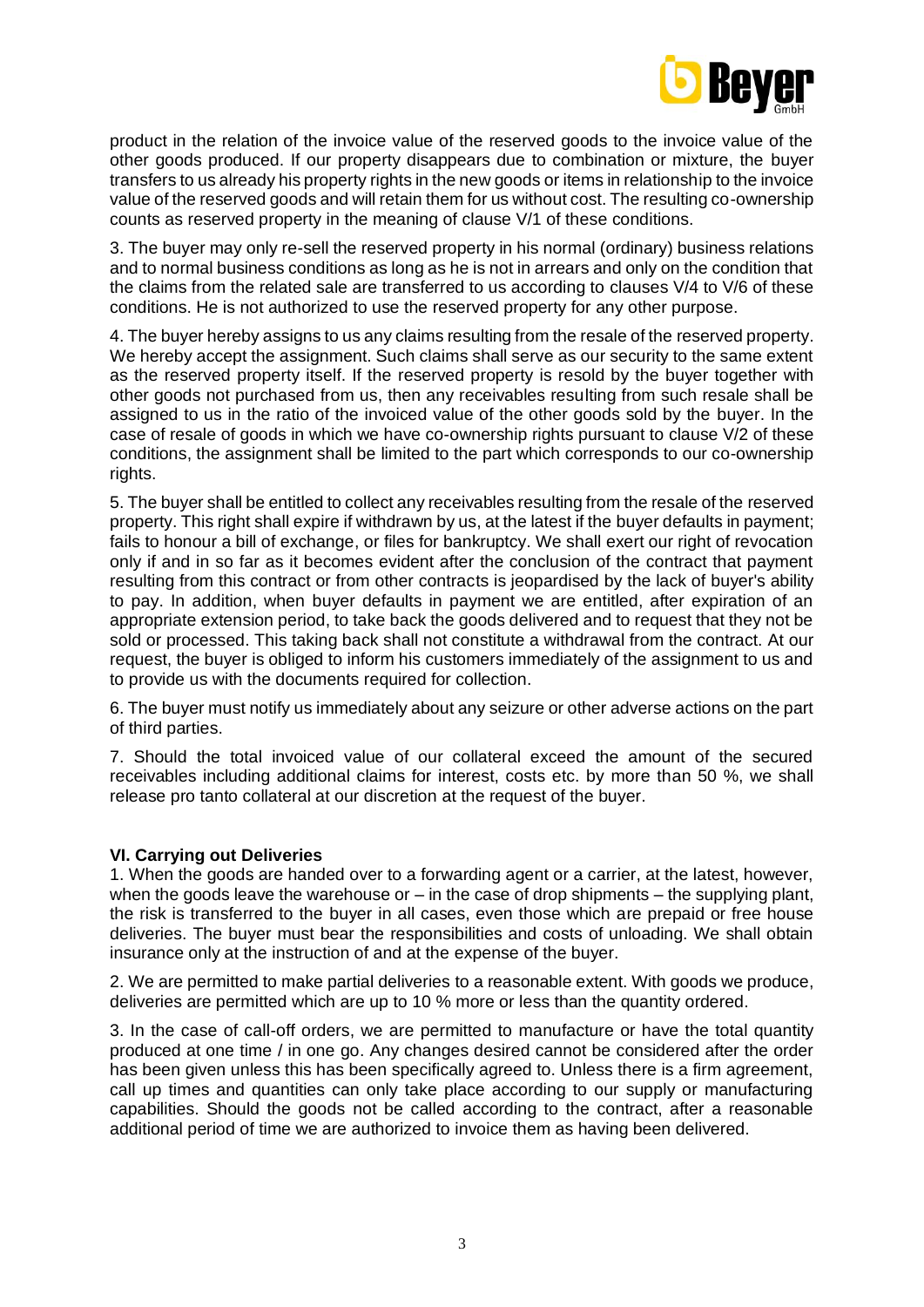product in the relation of the invoice value of the reserved goods to the invoice value of the other goods produced. If our property disappears due to combination or mixture, the buyer transfers to us already his property rights in the new goods or items in relationship to the invoice value of the reserved goods and will retain them for us without cost. The resulting co-ownership counts as reserved property in the meaning of clause V/1 of these conditions.

3. The buyer may only re-sell the reserved property in his normal (ordinary) business relations and to normal business conditions as long as he is not in arrears and only on the condition that the claims from the related sale are transferred to us according to clauses V/4 to V/6 of these conditions. He is not authorized to use the reserved property for any other purpose.

4. The buyer hereby assigns to us any claims resulting from the resale of the reserved property. We hereby accept the assignment. Such claims shall serve as our security to the same extent as the reserved property itself. If the reserved property is resold by the buyer together with other goods not purchased from us, then any receivables resulting from such resale shall be assigned to us in the ratio of the invoiced value of the other goods sold by the buyer. In the case of resale of goods in which we have co-ownership rights pursuant to clause V/2 of these conditions, the assignment shall be limited to the part which corresponds to our co-ownership rights.

5. The buyer shall be entitled to collect any receivables resulting from the resale of the reserved property. This right shall expire if withdrawn by us, at the latest if the buyer defaults in payment; fails to honour a bill of exchange, or files for bankruptcy. We shall exert our right of revocation only if and in so far as it becomes evident after the conclusion of the contract that payment resulting from this contract or from other contracts is jeopardised by the lack of buyer's ability to pay. In addition, when buyer defaults in payment we are entitled, after expiration of an appropriate extension period, to take back the goods delivered and to request that they not be sold or processed. This taking back shall not constitute a withdrawal from the contract. At our request, the buyer is obliged to inform his customers immediately of the assignment to us and to provide us with the documents required for collection.

6. The buyer must notify us immediately about any seizure or other adverse actions on the part of third parties.

7. Should the total invoiced value of our collateral exceed the amount of the secured receivables including additional claims for interest, costs etc. by more than 50 %, we shall release pro tanto collateral at our discretion at the request of the buyer.

**VI. Carrying out Deliveries**

1. When the goods are handed over to a forwarding agent or a carrier, at the latest, however, when the goods leave the warehouse or – in the case of drop shipments – the supplying plant, the risk is transferred to the buyer in all cases, even those which are prepaid or free house deliveries. The buyer must bear the responsibilities and costs of unloading. We shall obtain insurance only at the instruction of and at the expense of the buyer.

2. We are permitted to make partial deliveries to a reasonable extent. With goods we produce, deliveries are permitted which are up to 10 % more or less than the quantity ordered.

3. In the case of call-off orders, we are permitted to manufacture or have the total quantity produced at one time / in one go. Any changes desired cannot be considered after the order has been given unless this has been specifically agreed to. Unless there is a firm agreement, call up times and quantities can only take place according to our supply or manufacturing capabilities. Should the goods not be called according to the contract, after a reasonable additional period of time we are authorized to invoice them as having been delivered.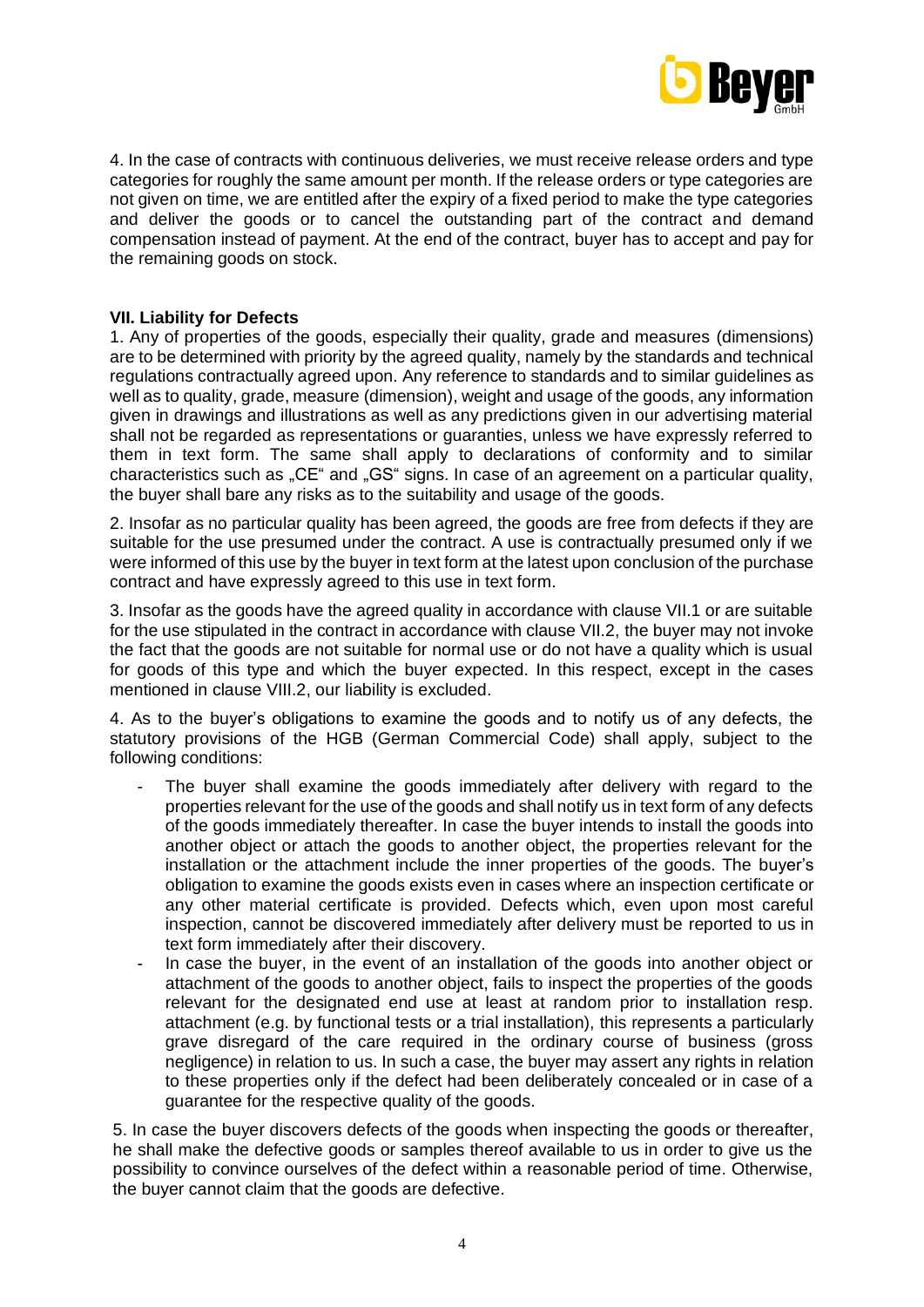4. In the case of contracts with continuous deliveries, we must receive release orders and type categories for roughly the same amount per month. If the release orders or type categories are not given on time, we are entitled after the expiry of a fixed period to make the type categories and deliver the goods or to cancel the outstanding part of the contract and demand compensation instead of payment. At the end of the contract, buyer has to accept and pay for the remaining goods on stock.

**VII. Liability for Defects**

1. Any of properties of the goods, especially their quality, grade and measures (dimensions) are to be determined with priority by the agreed quality, namely by the standards and technical regulations contractually agreed upon. Any reference to standards and to similar guidelines as well as to quality, grade, measure (dimension), weight and usage of the goods, any information given in drawings and illustrations as well as any predictions given in our advertising material shall not be regarded as representations or guaranties, unless we have expressly referred to them in text form. The same shall apply to declarations of conformity and to similar characteristics such as „CE" and „GS" signs. In case of an agreement on a particular quality, the buyer shall bare any risks as to the suitability and usage of the goods.

2. Insofar as no particular quality has been agreed, the goods are free from defects if they are suitable for the use presumed under the contract. A use is contractually presumed only if we were informed of this use by the buyer in text form at the latest upon conclusion of the purchase contract and have expressly agreed to this use in text form.

3. Insofar as the goods have the agreed quality in accordance with clause VII.1 or are suitable for the use stipulated in the contract in accordance with clause VII.2, the buyer may not invoke the fact that the goods are not suitable for normal use or do not have a quality which is usual for goods of this type and which the buyer expected. In this respect, except in the cases mentioned in clause VIII.2, our liability is excluded.

4. As to the buyer's obligations to examine the goods and to notify us of any defects, the statutory provisions of the HGB (German Commercial Code) shall apply, subject to the following conditions:

- The buyer shall examine the goods immediately after delivery with regard to the properties relevant for the use of the goods and shall notify us in text form of any defects of the goods immediately thereafter. In case the buyer intends to install the goods into another object or attach the goods to another object, the properties relevant for the installation or the attachment include the inner properties of the goods. The buyer's obligation to examine the goods exists even in cases where an inspection certificate or any other material certificate is provided. Defects which, even upon most careful inspection, cannot be discovered immediately after delivery must be reported to us in text form immediately after their discovery.
- In case the buyer, in the event of an installation of the goods into another object or attachment of the goods to another object, fails to inspect the properties of the goods relevant for the designated end use at least at random prior to installation resp. attachment (e.g. by functional tests or a trial installation), this represents a particularly grave disregard of the care required in the ordinary course of business (gross negligence) in relation to us. In such a case, the buyer may assert any rights in relation to these properties only if the defect had been deliberately concealed or in case of a guarantee for the respective quality of the goods.

5. In case the buyer discovers defects of the goods when inspecting the goods or thereafter, he shall make the defective goods or samples thereof available to us in order to give us the possibility to convince ourselves of the defect within a reasonable period of time. Otherwise, the buyer cannot claim that the goods are defective.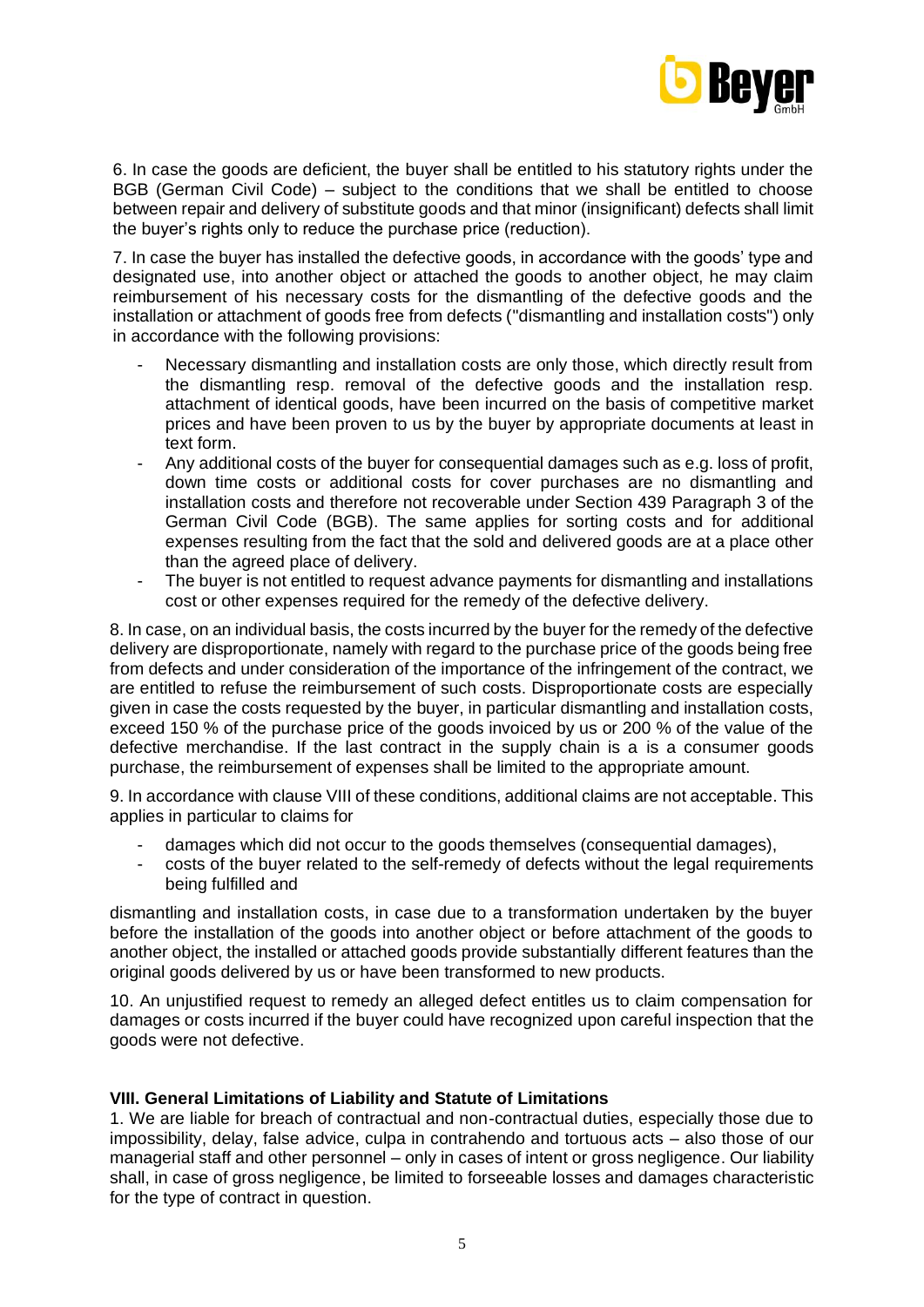6. In case the goods are deficient, the buyer shall be entitled to his statutory rights under the BGB (German Civil Code) – subject to the conditions that we shall be entitled to choose between repair and delivery of substitute goods and that minor (insignificant) defects shall limit the buyer's rights only to reduce the purchase price (reduction).

7. In case the buyer has installed the defective goods, in accordance with the goods' type and designated use, into another object or attached the goods to another object, he may claim reimbursement of his necessary costs for the dismantling of the defective goods and the installation or attachment of goods free from defects ("dismantling and installation costs") only in accordance with the following provisions:

- Necessary dismantling and installation costs are only those, which directly result from the dismantling resp. removal of the defective goods and the installation resp. attachment of identical goods, have been incurred on the basis of competitive market prices and have been proven to us by the buyer by appropriate documents at least in text form.
- Any additional costs of the buyer for consequential damages such as e.g. loss of profit, down time costs or additional costs for cover purchases are no dismantling and installation costs and therefore not recoverable under Section 439 Paragraph 3 of the German Civil Code (BGB). The same applies for sorting costs and for additional expenses resulting from the fact that the sold and delivered goods are at a place other than the agreed place of delivery.
- The buyer is not entitled to request advance payments for dismantling and installations cost or other expenses required for the remedy of the defective delivery.

8. In case, on an individual basis, the costs incurred by the buyer for the remedy of the defective delivery are disproportionate, namely with regard to the purchase price of the goods being free from defects and under consideration of the importance of the infringement of the contract, we are entitled to refuse the reimbursement of such costs. Disproportionate costs are especially given in case the costs requested by the buyer, in particular dismantling and installation costs, exceed 150 % of the purchase price of the goods invoiced by us or 200 % of the value of the defective merchandise. If the last contract in the supply chain is a is a consumer goods purchase, the reimbursement of expenses shall be limited to the appropriate amount.

9. In accordance with clause VIII of these conditions, additional claims are not acceptable. This applies in particular to claims for

- damages which did not occur to the goods themselves (consequential damages),
- costs of the buyer related to the self-remedy of defects without the legal requirements being fulfilled and

dismantling and installation costs, in case due to a transformation undertaken by the buyer before the installation of the goods into another object or before attachment of the goods to another object, the installed or attached goods provide substantially different features than the original goods delivered by us or have been transformed to new products.

10. An unjustified request to remedy an alleged defect entitles us to claim compensation for damages or costs incurred if the buyer could have recognized upon careful inspection that the goods were not defective.

**VIII. General Limitations of Liability and Statute of Limitations**

1. We are liable for breach of contractual and non-contractual duties, especially those due to impossibility, delay, false advice, culpa in contrahendo and tortuous acts – also those of our managerial staff and other personnel – only in cases of intent or gross negligence. Our liability shall, in case of gross negligence, be limited to forseeable losses and damages characteristic for the type of contract in question.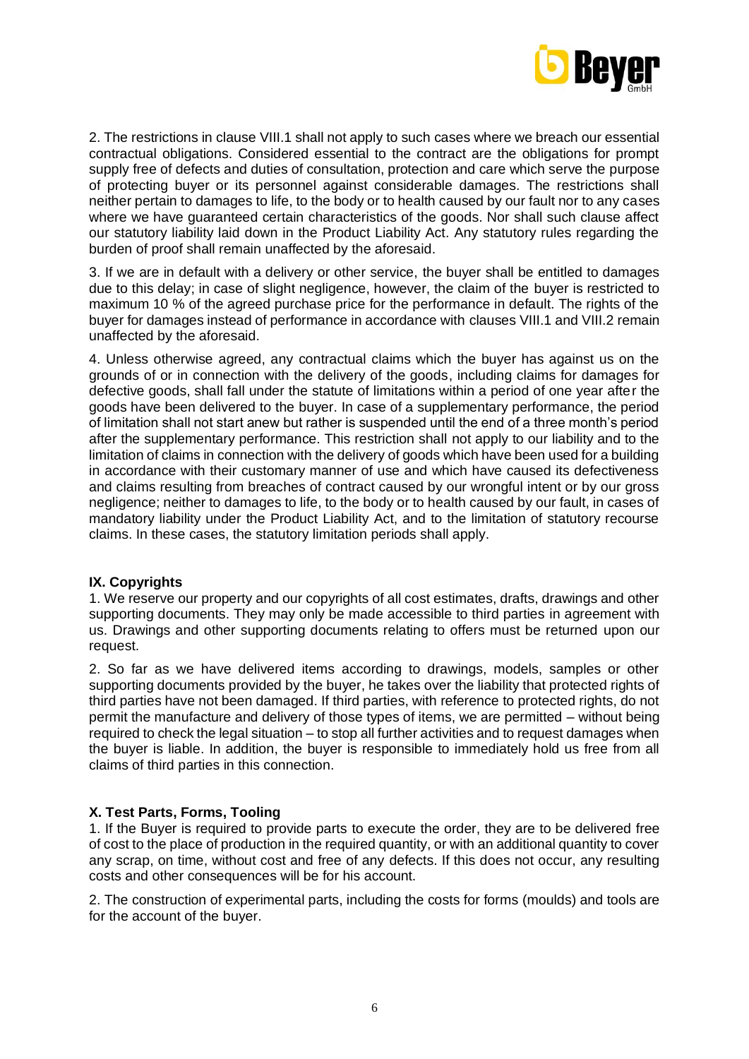2. The restrictions in clause VIII.1 shall not apply to such cases where we breach our essential contractual obligations. Considered essential to the contract are the obligations for prompt supply free of defects and duties of consultation, protection and care which serve the purpose of protecting buyer or its personnel against considerable damages. The restrictions shall neither pertain to damages to life, to the body or to health caused by our fault nor to any cases where we have guaranteed certain characteristics of the goods. Nor shall such clause affect our statutory liability laid down in the Product Liability Act. Any statutory rules regarding the burden of proof shall remain unaffected by the aforesaid.

3. If we are in default with a delivery or other service, the buyer shall be entitled to damages due to this delay; in case of slight negligence, however, the claim of the buyer is restricted to maximum 10 % of the agreed purchase price for the performance in default. The rights of the buyer for damages instead of performance in accordance with clauses VIII.1 and VIII.2 remain unaffected by the aforesaid.

4. Unless otherwise agreed, any contractual claims which the buyer has against us on the grounds of or in connection with the delivery of the goods, including claims for damages for defective goods, shall fall under the statute of limitations within a period of one year after the goods have been delivered to the buyer. In case of a supplementary performance, the period of limitation shall not start anew but rather is suspended until the end of a three month's period after the supplementary performance. This restriction shall not apply to our liability and to the limitation of claims in connection with the delivery of goods which have been used for a building in accordance with their customary manner of use and which have caused its defectiveness and claims resulting from breaches of contract caused by our wrongful intent or by our gross negligence; neither to damages to life, to the body or to health caused by our fault, in cases of mandatory liability under the Product Liability Act, and to the limitation of statutory recourse claims. In these cases, the statutory limitation periods shall apply.

## IX. Copyrights

1. We reserve our property and our copyrights of all cost estimates, drafts, drawings and other supporting documents. They may only be made accessible to third parties in agreement with us. Drawings and other supporting documents relating to offers must be returned upon our request.

2. So far as we have delivered items according to drawings, models, samples or other supporting documents provided by the buyer, he takes over the liability that protected rights of third parties have not been damaged. If third parties, with reference to protected rights, do not permit the manufacture and delivery of those types of items, we are permitted – without being required to check the legal situation – to stop all further activities and to request damages when the buyer is liable. In addition, the buyer is responsible to immediately hold us free from all claims of third parties in this connection.

## X. Test Parts, Forms, Tooling

1. If the Buyer is required to provide parts to execute the order, they are to be delivered free of cost to the place of production in the required quantity, or with an additional quantity to cover any scrap, on time, without cost and free of any defects. If this does not occur, any resulting costs and other consequences will be for his account.

2. The construction of experimental parts, including the costs for forms (moulds) and tools are for the account of the buyer.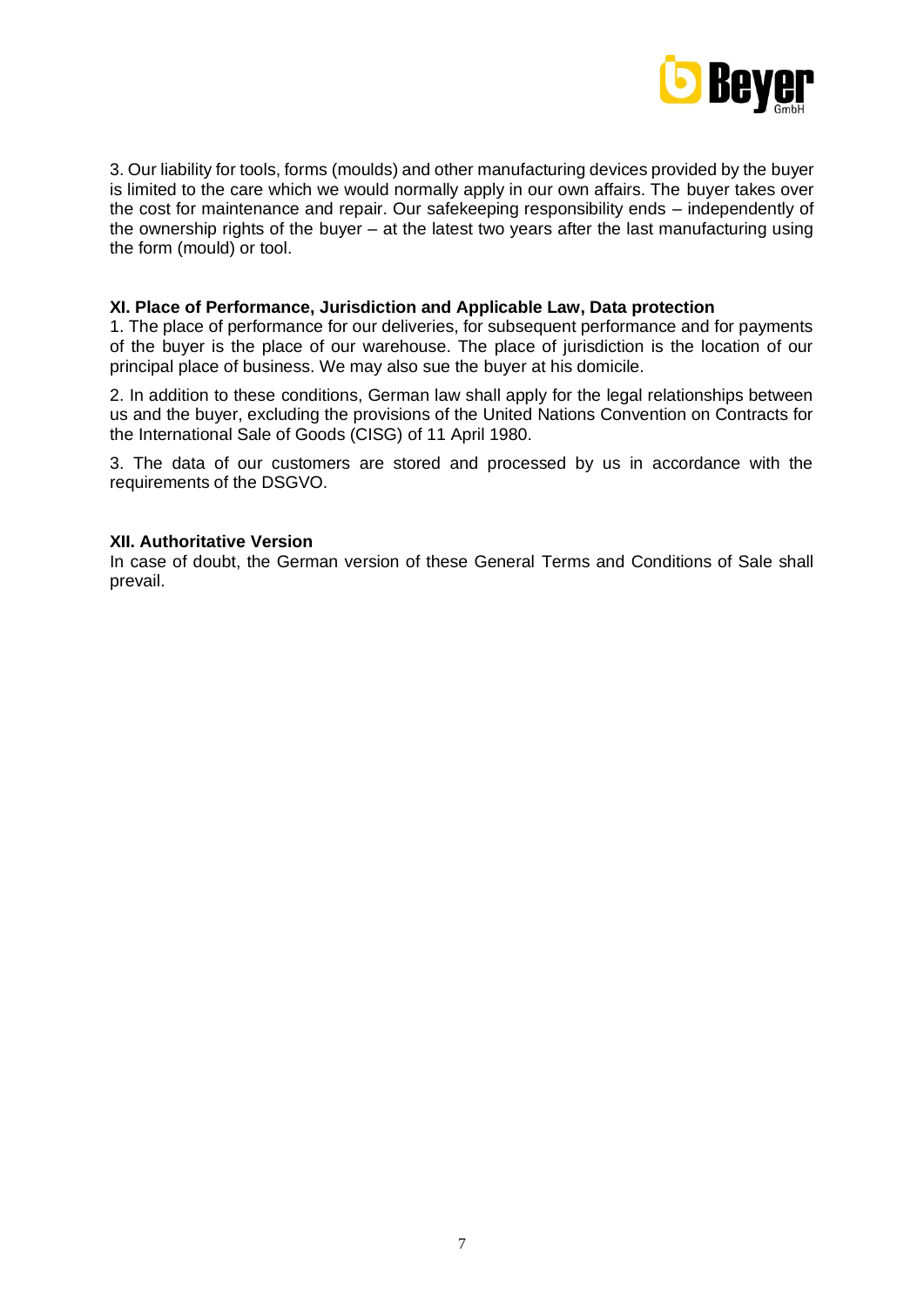3. Our liability for tools, forms (moulds) and other manufacturing devices provided by the buyer is limited to the care which we would normally apply in our own affairs. The buyer takes over the cost for maintenance and repair. Our safekeeping responsibility ends – independently of the ownership rights of the buyer – at the latest two years after the last manufacturing using the form (mould) or tool.

**XI. Place of Performance, Jurisdiction and Applicable Law, Data protection**

1. The place of performance for our deliveries, for subsequent performance and for payments of the buyer is the place of our warehouse. The place of jurisdiction is the location of our principal place of business. We may also sue the buyer at his domicile.

2. In addition to these conditions, German law shall apply for the legal relationships between us and the buyer, excluding the provisions of the United Nations Convention on Contracts for the International Sale of Goods (CISG) of 11 April 1980.

3. The data of our customers are stored and processed by us in accordance with the requirements of the DSGVO.

**XII. Authoritative Version**

In case of doubt, the German version of these General Terms and Conditions of Sale shall prevail.